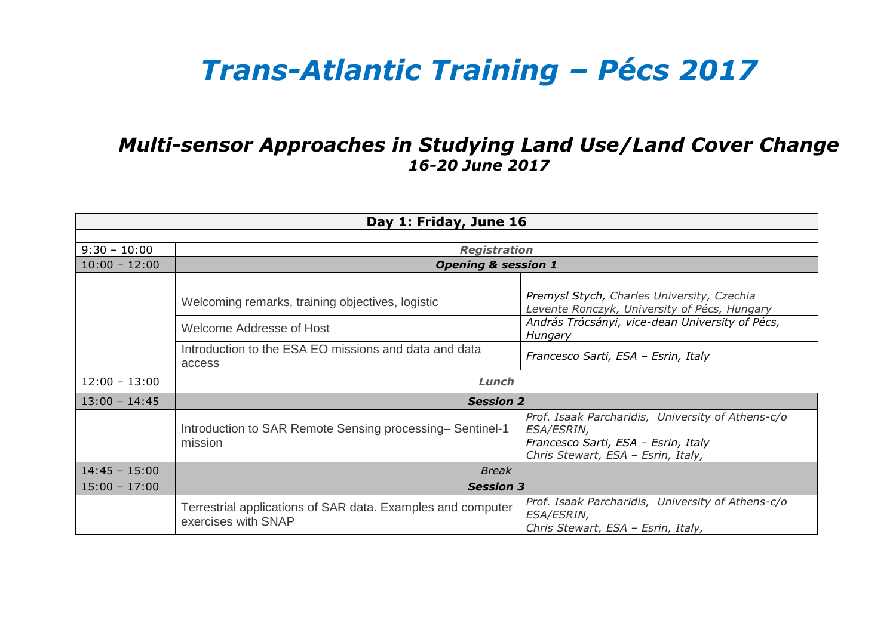# *Trans-Atlantic Training – Pécs 2017*

## *Multi-sensor Approaches in Studying Land Use/Land Cover Change*
### *16-20 June 2017*

| **Day 1: Friday, June 16** | | |
|---|---|---|
| | | |
| 9:30 – 10:00 | ***Registration*** | |
| 10:00 – 12:00 | ***Opening & session 1*** | |
| | | |
| | Welcoming remarks, training objectives, logistic | *Premysl Stych, Charles University, Czechia*<br>*Levente Ronczyk, University of Pécs, Hungary* |
| | Welcome Addresse of Host | *András Trócsányi, vice-dean University of Pécs, Hungary* |
| | Introduction to the ESA EO missions and data and data access | *Francesco Sarti, ESA – Esrin, Italy* |
| 12:00 – 13:00 | ***Lunch*** | |
| 13:00 – 14:45 | ***Session 2*** | |
| | Introduction to SAR Remote Sensing processing– Sentinel-1 mission | *Prof. Isaak Parcharidis, University of Athens-c/o ESA/ESRIN,*<br>*Francesco Sarti, ESA – Esrin, Italy*<br>*Chris Stewart, ESA – Esrin, Italy,* |
| 14:45 – 15:00 | *Break* | |
| 15:00 – 17:00 | ***Session 3*** | |
| | Terrestrial applications of SAR data. Examples and computer exercises with SNAP | *Prof. Isaak Parcharidis, University of Athens-c/o ESA/ESRIN,*<br>*Chris Stewart, ESA – Esrin, Italy,* |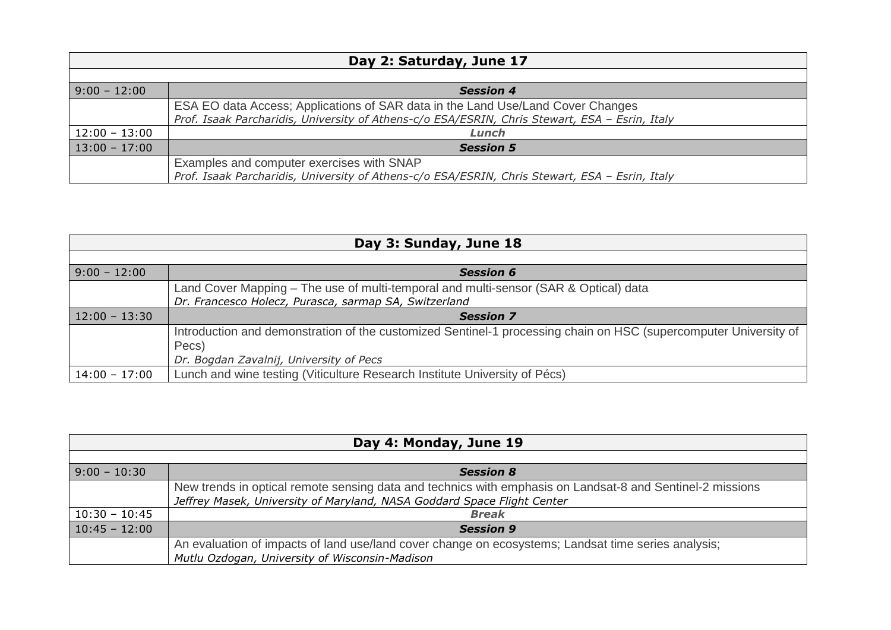| Day 2: Saturday, June 17 | |
|---|---|
| | |
| 9:00 – 12:00 | ***Session 4*** |
| | ESA EO data Access; Applications of SAR data in the Land Use/Land Cover Changes<br>*Prof. Isaak Parcharidis, University of Athens-c/o ESA/ESRIN, Chris Stewart, ESA – Esrin, Italy* |
| 12:00 – 13:00 | ***Lunch*** |
| 13:00 – 17:00 | ***Session 5*** |
| | Examples and computer exercises with SNAP<br>*Prof. Isaak Parcharidis, University of Athens-c/o ESA/ESRIN, Chris Stewart, ESA – Esrin, Italy* |

| Day 3: Sunday, June 18 | |
|---|---|
| | |
| 9:00 – 12:00 | ***Session 6*** |
| | Land Cover Mapping – The use of multi-temporal and multi-sensor (SAR & Optical) data<br>*Dr. Francesco Holecz, Purasca, sarmap SA, Switzerland* |
| 12:00 – 13:30 | ***Session 7*** |
| | Introduction and demonstration of the customized Sentinel-1 processing chain on HSC (supercomputer University of Pecs)<br>*Dr. Bogdan Zavalnij, University of Pecs* |
| 14:00 – 17:00 | Lunch and wine testing (Viticulture Research Institute University of Pécs) |

| Day 4: Monday, June 19 | |
|---|---|
| | |
| 9:00 – 10:30 | ***Session 8*** |
| | New trends in optical remote sensing data and technics with emphasis on Landsat-8 and Sentinel-2 missions<br>*Jeffrey Masek, University of Maryland, NASA Goddard Space Flight Center* |
| 10:30 – 10:45 | ***Break*** |
| 10:45 – 12:00 | ***Session 9*** |
| | An evaluation of impacts of land use/land cover change on ecosystems; Landsat time series analysis;<br>*Mutlu Ozdogan, University of Wisconsin-Madison* |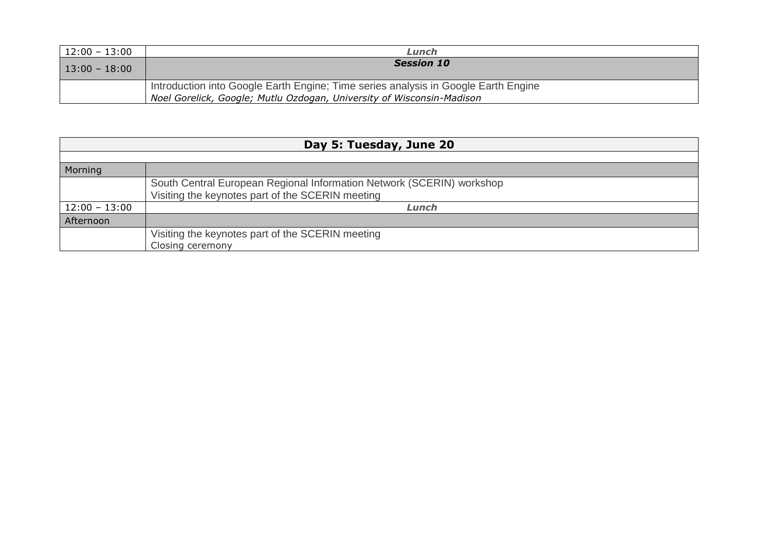| | |
|---|---|
| 12:00 – 13:00 | ***Lunch*** |
| 13:00 – 18:00 | ***Session 10*** |
| | Introduction into Google Earth Engine; Time series analysis in Google Earth Engine<br>*Noel Gorelick, Google; Mutlu Ozdogan, University of Wisconsin-Madison* |

| **Day 5: Tuesday, June 20** | |
|---|---|
| | |
| Morning | |
| | South Central European Regional Information Network (SCERIN) workshop<br>Visiting the keynotes part of the SCERIN meeting |
| 12:00 – 13:00 | ***Lunch*** |
| Afternoon | |
| | Visiting the keynotes part of the SCERIN meeting<br>Closing ceremony |